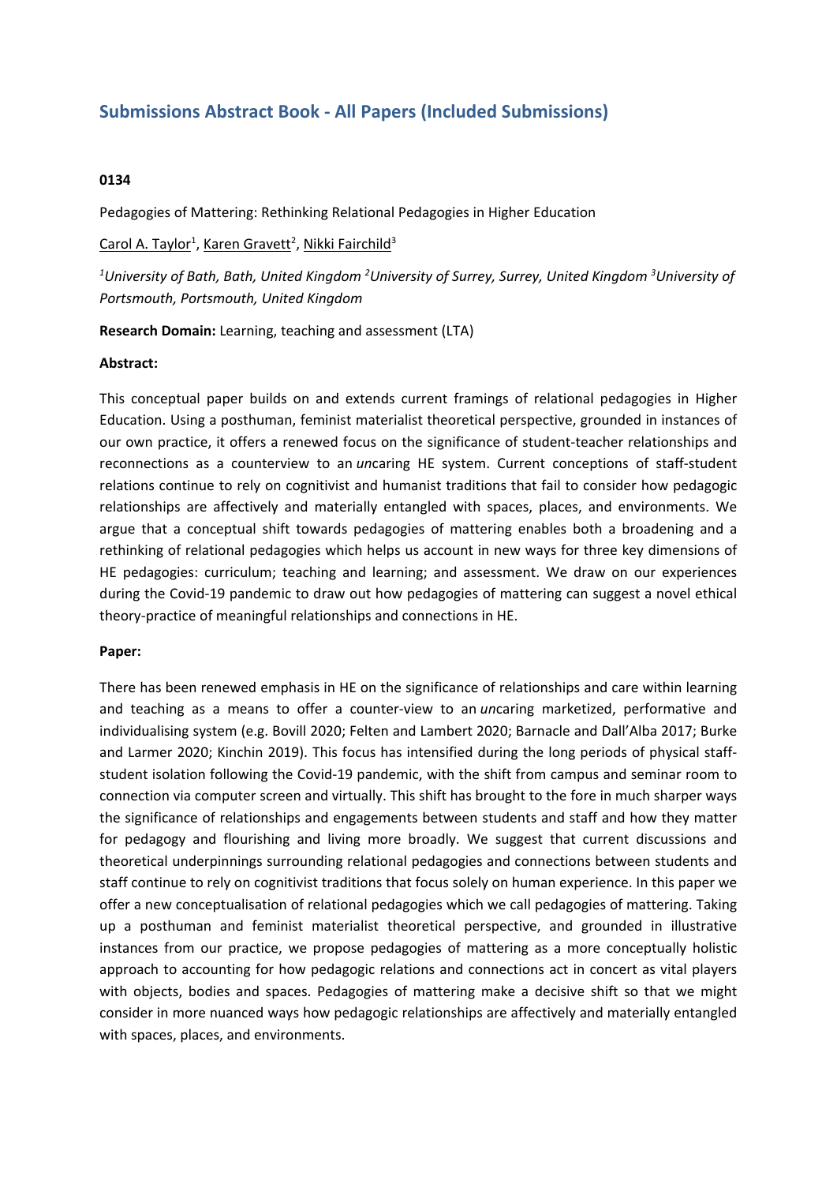# Submissions Abstract Book - All Papers (Included Submissions)

**0134**

Pedagogies of Mattering: Rethinking Relational Pedagogies in Higher Education

Carol A. Taylor[1], Karen Gravett[2], Nikki Fairchild[3]

*[1]University of Bath, Bath, United Kingdom [2]University of Surrey, Surrey, United Kingdom [3]University of Portsmouth, Portsmouth, United Kingdom*

**Research Domain:** Learning, teaching and assessment (LTA)

**Abstract:**

This conceptual paper builds on and extends current framings of relational pedagogies in Higher Education. Using a posthuman, feminist materialist theoretical perspective, grounded in instances of our own practice, it offers a renewed focus on the significance of student-teacher relationships and reconnections as a counterview to an *un*caring HE system. Current conceptions of staff-student relations continue to rely on cognitivist and humanist traditions that fail to consider how pedagogic relationships are affectively and materially entangled with spaces, places, and environments. We argue that a conceptual shift towards pedagogies of mattering enables both a broadening and a rethinking of relational pedagogies which helps us account in new ways for three key dimensions of HE pedagogies: curriculum; teaching and learning; and assessment. We draw on our experiences during the Covid-19 pandemic to draw out how pedagogies of mattering can suggest a novel ethical theory-practice of meaningful relationships and connections in HE.

**Paper:**

There has been renewed emphasis in HE on the significance of relationships and care within learning and teaching as a means to offer a counter-view to an *un*caring marketized, performative and individualising system (e.g. Bovill 2020; Felten and Lambert 2020; Barnacle and Dall'Alba 2017; Burke and Larmer 2020; Kinchin 2019). This focus has intensified during the long periods of physical staff-student isolation following the Covid-19 pandemic, with the shift from campus and seminar room to connection via computer screen and virtually. This shift has brought to the fore in much sharper ways the significance of relationships and engagements between students and staff and how they matter for pedagogy and flourishing and living more broadly. We suggest that current discussions and theoretical underpinnings surrounding relational pedagogies and connections between students and staff continue to rely on cognitivist traditions that focus solely on human experience. In this paper we offer a new conceptualisation of relational pedagogies which we call pedagogies of mattering. Taking up a posthuman and feminist materialist theoretical perspective, and grounded in illustrative instances from our practice, we propose pedagogies of mattering as a more conceptually holistic approach to accounting for how pedagogic relations and connections act in concert as vital players with objects, bodies and spaces. Pedagogies of mattering make a decisive shift so that we might consider in more nuanced ways how pedagogic relationships are affectively and materially entangled with spaces, places, and environments.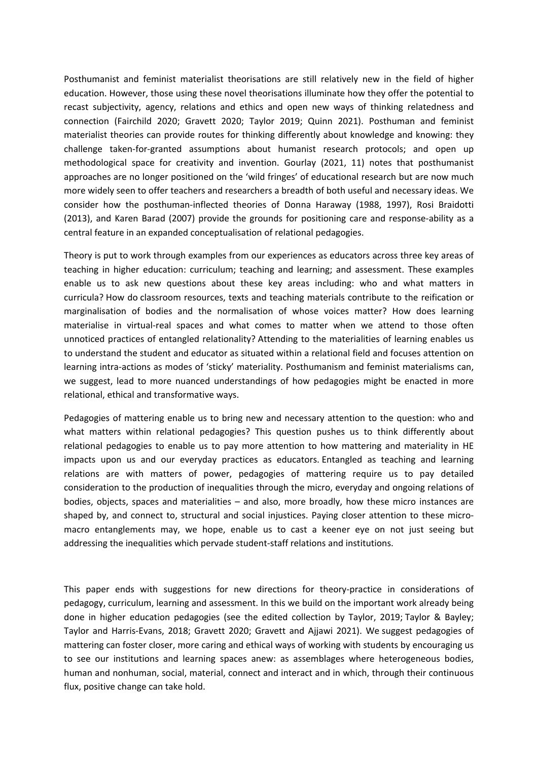Posthumanist and feminist materialist theorisations are still relatively new in the field of higher education. However, those using these novel theorisations illuminate how they offer the potential to recast subjectivity, agency, relations and ethics and open new ways of thinking relatedness and connection (Fairchild 2020; Gravett 2020; Taylor 2019; Quinn 2021). Posthuman and feminist materialist theories can provide routes for thinking differently about knowledge and knowing: they challenge taken-for-granted assumptions about humanist research protocols; and open up methodological space for creativity and invention. Gourlay (2021, 11) notes that posthumanist approaches are no longer positioned on the 'wild fringes' of educational research but are now much more widely seen to offer teachers and researchers a breadth of both useful and necessary ideas. We consider how the posthuman-inflected theories of Donna Haraway (1988, 1997), Rosi Braidotti (2013), and Karen Barad (2007) provide the grounds for positioning care and response-ability as a central feature in an expanded conceptualisation of relational pedagogies.

Theory is put to work through examples from our experiences as educators across three key areas of teaching in higher education: curriculum; teaching and learning; and assessment. These examples enable us to ask new questions about these key areas including: who and what matters in curricula? How do classroom resources, texts and teaching materials contribute to the reification or marginalisation of bodies and the normalisation of whose voices matter? How does learning materialise in virtual-real spaces and what comes to matter when we attend to those often unnoticed practices of entangled relationality? Attending to the materialities of learning enables us to understand the student and educator as situated within a relational field and focuses attention on learning intra-actions as modes of 'sticky' materiality. Posthumanism and feminist materialisms can, we suggest, lead to more nuanced understandings of how pedagogies might be enacted in more relational, ethical and transformative ways.

Pedagogies of mattering enable us to bring new and necessary attention to the question: who and what matters within relational pedagogies? This question pushes us to think differently about relational pedagogies to enable us to pay more attention to how mattering and materiality in HE impacts upon us and our everyday practices as educators. Entangled as teaching and learning relations are with matters of power, pedagogies of mattering require us to pay detailed consideration to the production of inequalities through the micro, everyday and ongoing relations of bodies, objects, spaces and materialities – and also, more broadly, how these micro instances are shaped by, and connect to, structural and social injustices. Paying closer attention to these micro-macro entanglements may, we hope, enable us to cast a keener eye on not just seeing but addressing the inequalities which pervade student-staff relations and institutions.

This paper ends with suggestions for new directions for theory-practice in considerations of pedagogy, curriculum, learning and assessment. In this we build on the important work already being done in higher education pedagogies (see the edited collection by Taylor, 2019; Taylor & Bayley; Taylor and Harris-Evans, 2018; Gravett 2020; Gravett and Ajjawi 2021). We suggest pedagogies of mattering can foster closer, more caring and ethical ways of working with students by encouraging us to see our institutions and learning spaces anew: as assemblages where heterogeneous bodies, human and nonhuman, social, material, connect and interact and in which, through their continuous flux, positive change can take hold.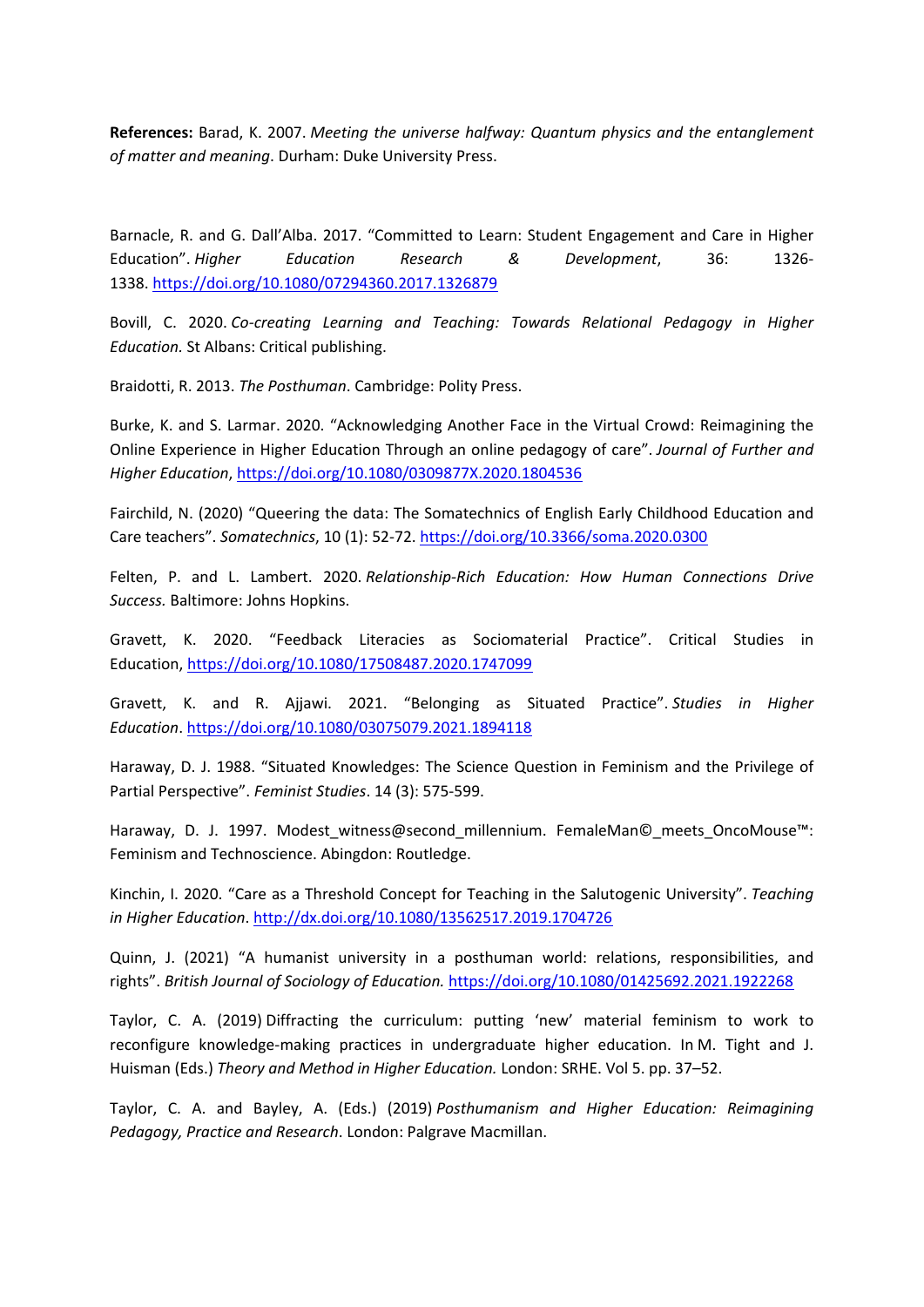**References:** Barad, K. 2007. *Meeting the universe halfway: Quantum physics and the entanglement of matter and meaning*. Durham: Duke University Press.

Barnacle, R. and G. Dall'Alba. 2017. "Committed to Learn: Student Engagement and Care in Higher Education". *Higher Education Research & Development*, 36: 1326-1338. https://doi.org/10.1080/07294360.2017.1326879

Bovill, C. 2020. *Co-creating Learning and Teaching: Towards Relational Pedagogy in Higher Education.* St Albans: Critical publishing.

Braidotti, R. 2013. *The Posthuman*. Cambridge: Polity Press.

Burke, K. and S. Larmar. 2020. "Acknowledging Another Face in the Virtual Crowd: Reimagining the Online Experience in Higher Education Through an online pedagogy of care". *Journal of Further and Higher Education*, https://doi.org/10.1080/0309877X.2020.1804536

Fairchild, N. (2020) "Queering the data: The Somatechnics of English Early Childhood Education and Care teachers". *Somatechnics*, 10 (1): 52-72. https://doi.org/10.3366/soma.2020.0300

Felten, P. and L. Lambert. 2020. *Relationship-Rich Education: How Human Connections Drive Success.* Baltimore: Johns Hopkins.

Gravett, K. 2020. "Feedback Literacies as Sociomaterial Practice". Critical Studies in Education, https://doi.org/10.1080/17508487.2020.1747099

Gravett, K. and R. Ajjawi. 2021. "Belonging as Situated Practice". *Studies in Higher Education*. https://doi.org/10.1080/03075079.2021.1894118

Haraway, D. J. 1988. "Situated Knowledges: The Science Question in Feminism and the Privilege of Partial Perspective". *Feminist Studies*. 14 (3): 575-599.

Haraway, D. J. 1997. Modest_witness@second_millennium. FemaleMan©_meets_OncoMouse™: Feminism and Technoscience. Abingdon: Routledge.

Kinchin, I. 2020. "Care as a Threshold Concept for Teaching in the Salutogenic University". *Teaching in Higher Education*. http://dx.doi.org/10.1080/13562517.2019.1704726

Quinn, J. (2021) "A humanist university in a posthuman world: relations, responsibilities, and rights". *British Journal of Sociology of Education.* https://doi.org/10.1080/01425692.2021.1922268

Taylor, C. A. (2019) Diffracting the curriculum: putting 'new' material feminism to work to reconfigure knowledge-making practices in undergraduate higher education. In M. Tight and J. Huisman (Eds.) *Theory and Method in Higher Education.* London: SRHE. Vol 5. pp. 37–52.

Taylor, C. A. and Bayley, A. (Eds.) (2019) *Posthumanism and Higher Education: Reimagining Pedagogy, Practice and Research*. London: Palgrave Macmillan.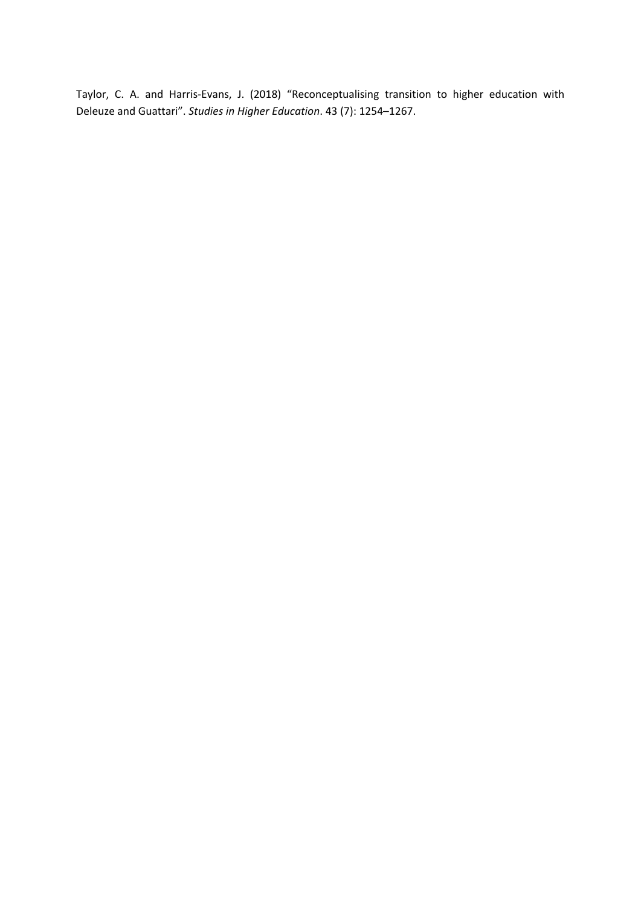Taylor, C. A. and Harris-Evans, J. (2018) "Reconceptualising transition to higher education with Deleuze and Guattari". *Studies in Higher Education*. 43 (7): 1254–1267.